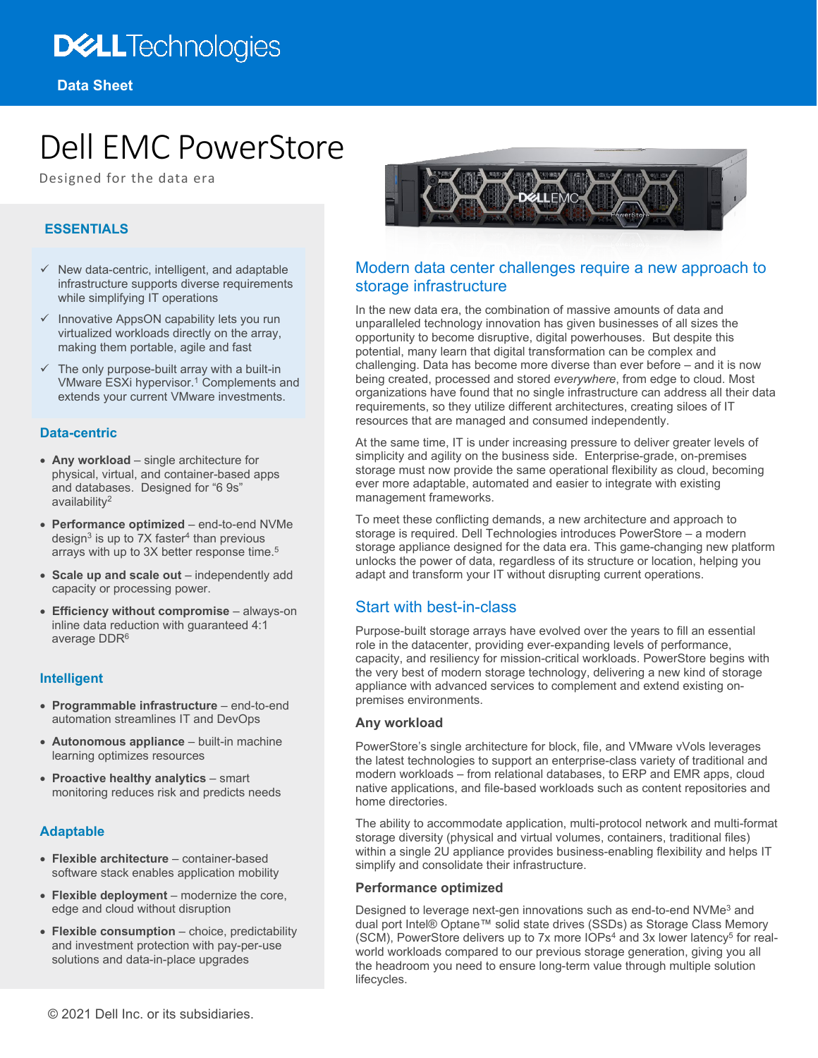Data Sheet

# Dell EMC PowerStore

Designed for the data era

## ESSENTIALS

- ✓ New data-centric, intelligent, and adaptable infrastructure supports diverse requirements while simplifying IT operations
- ✓ Innovative AppsON capability lets you run virtualized workloads directly on the array, making them portable, agile and fast
- ✓ The only purpose-built array with a built-in VMware ESXi hypervisor.[1] Complements and extends your current VMware investments.

### Data-centric

- **Any workload** – single architecture for physical, virtual, and container-based apps and databases. Designed for "6 9s" availability[2]
- **Performance optimized** – end-to-end NVMe design[3] is up to 7X faster[4] than previous arrays with up to 3X better response time.[5]
- **Scale up and scale out** – independently add capacity or processing power.
- **Efficiency without compromise** – always-on inline data reduction with guaranteed 4:1 average DDR[6]

### Intelligent

- **Programmable infrastructure** – end-to-end automation streamlines IT and DevOps
- **Autonomous appliance** – built-in machine learning optimizes resources
- **Proactive healthy analytics** – smart monitoring reduces risk and predicts needs

### Adaptable

- **Flexible architecture** – container-based software stack enables application mobility
- **Flexible deployment** – modernize the core, edge and cloud without disruption
- **Flexible consumption** – choice, predictability and investment protection with pay-per-use solutions and data-in-place upgrades

## Modern data center challenges require a new approach to storage infrastructure

In the new data era, the combination of massive amounts of data and unparalleled technology innovation has given businesses of all sizes the opportunity to become disruptive, digital powerhouses. But despite this potential, many learn that digital transformation can be complex and challenging. Data has become more diverse than ever before – and it is now being created, processed and stored *everywhere*, from edge to cloud. Most organizations have found that no single infrastructure can address all their data requirements, so they utilize different architectures, creating siloes of IT resources that are managed and consumed independently.

At the same time, IT is under increasing pressure to deliver greater levels of simplicity and agility on the business side. Enterprise-grade, on-premises storage must now provide the same operational flexibility as cloud, becoming ever more adaptable, automated and easier to integrate with existing management frameworks.

To meet these conflicting demands, a new architecture and approach to storage is required. Dell Technologies introduces PowerStore – a modern storage appliance designed for the data era. This game-changing new platform unlocks the power of data, regardless of its structure or location, helping you adapt and transform your IT without disrupting current operations.

## Start with best-in-class

Purpose-built storage arrays have evolved over the years to fill an essential role in the datacenter, providing ever-expanding levels of performance, capacity, and resiliency for mission-critical workloads. PowerStore begins with the very best of modern storage technology, delivering a new kind of storage appliance with advanced services to complement and extend existing on-premises environments.

### Any workload

PowerStore's single architecture for block, file, and VMware vVols leverages the latest technologies to support an enterprise-class variety of traditional and modern workloads – from relational databases, to ERP and EMR apps, cloud native applications, and file-based workloads such as content repositories and home directories.

The ability to accommodate application, multi-protocol network and multi-format storage diversity (physical and virtual volumes, containers, traditional files) within a single 2U appliance provides business-enabling flexibility and helps IT simplify and consolidate their infrastructure.

### Performance optimized

Designed to leverage next-gen innovations such as end-to-end NVMe[3] and dual port Intel® Optane™ solid state drives (SSDs) as Storage Class Memory (SCM), PowerStore delivers up to 7x more IOPs[4] and 3x lower latency[5] for real-world workloads compared to our previous storage generation, giving you all the headroom you need to ensure long-term value through multiple solution lifecycles.

© 2021 Dell Inc. or its subsidiaries.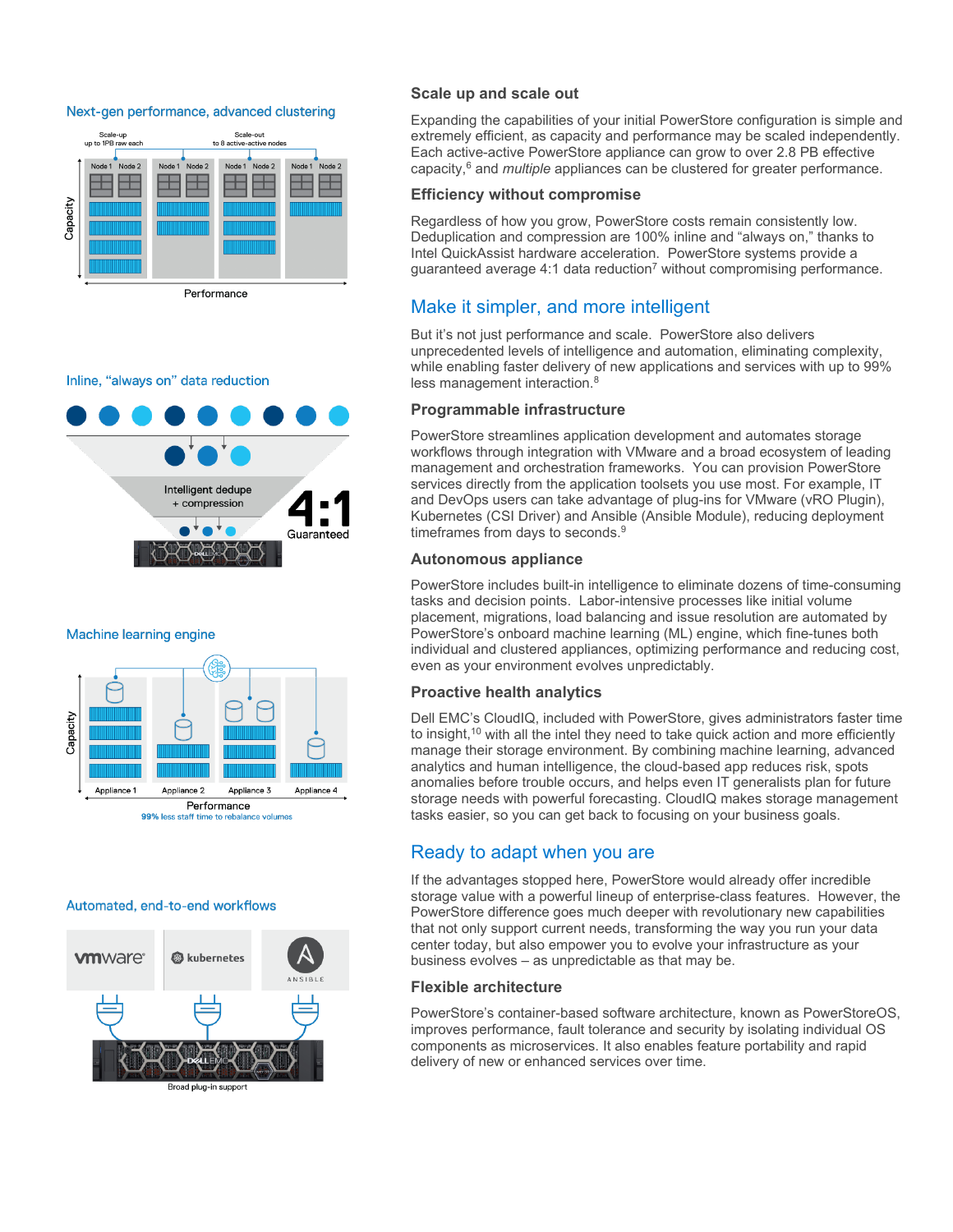## Next-gen performance, advanced clustering

## Inline, "always on" data reduction

## Machine learning engine

## Automated, end-to-end workflows

### Scale up and scale out

Expanding the capabilities of your initial PowerStore configuration is simple and extremely efficient, as capacity and performance may be scaled independently. Each active-active PowerStore appliance can grow to over 2.8 PB effective capacity,[6] and *multiple* appliances can be clustered for greater performance.

### Efficiency without compromise

Regardless of how you grow, PowerStore costs remain consistently low. Deduplication and compression are 100% inline and "always on," thanks to Intel QuickAssist hardware acceleration. PowerStore systems provide a guaranteed average 4:1 data reduction[7] without compromising performance.

## Make it simpler, and more intelligent

But it's not just performance and scale. PowerStore also delivers unprecedented levels of intelligence and automation, eliminating complexity, while enabling faster delivery of new applications and services with up to 99% less management interaction.[8]

### Programmable infrastructure

PowerStore streamlines application development and automates storage workflows through integration with VMware and a broad ecosystem of leading management and orchestration frameworks. You can provision PowerStore services directly from the application toolsets you use most. For example, IT and DevOps users can take advantage of plug-ins for VMware (vRO Plugin), Kubernetes (CSI Driver) and Ansible (Ansible Module), reducing deployment timeframes from days to seconds.[9]

### Autonomous appliance

PowerStore includes built-in intelligence to eliminate dozens of time-consuming tasks and decision points. Labor-intensive processes like initial volume placement, migrations, load balancing and issue resolution are automated by PowerStore's onboard machine learning (ML) engine, which fine-tunes both individual and clustered appliances, optimizing performance and reducing cost, even as your environment evolves unpredictably.

### Proactive health analytics

Dell EMC's CloudIQ, included with PowerStore, gives administrators faster time to insight,[10] with all the intel they need to take quick action and more efficiently manage their storage environment. By combining machine learning, advanced analytics and human intelligence, the cloud-based app reduces risk, spots anomalies before trouble occurs, and helps even IT generalists plan for future storage needs with powerful forecasting. CloudIQ makes storage management tasks easier, so you can get back to focusing on your business goals.

## Ready to adapt when you are

If the advantages stopped here, PowerStore would already offer incredible storage value with a powerful lineup of enterprise-class features. However, the PowerStore difference goes much deeper with revolutionary new capabilities that not only support current needs, transforming the way you run your data center today, but also empower you to evolve your infrastructure as your business evolves – as unpredictable as that may be.

### Flexible architecture

PowerStore's container-based software architecture, known as PowerStoreOS, improves performance, fault tolerance and security by isolating individual OS components as microservices. It also enables feature portability and rapid delivery of new or enhanced services over time.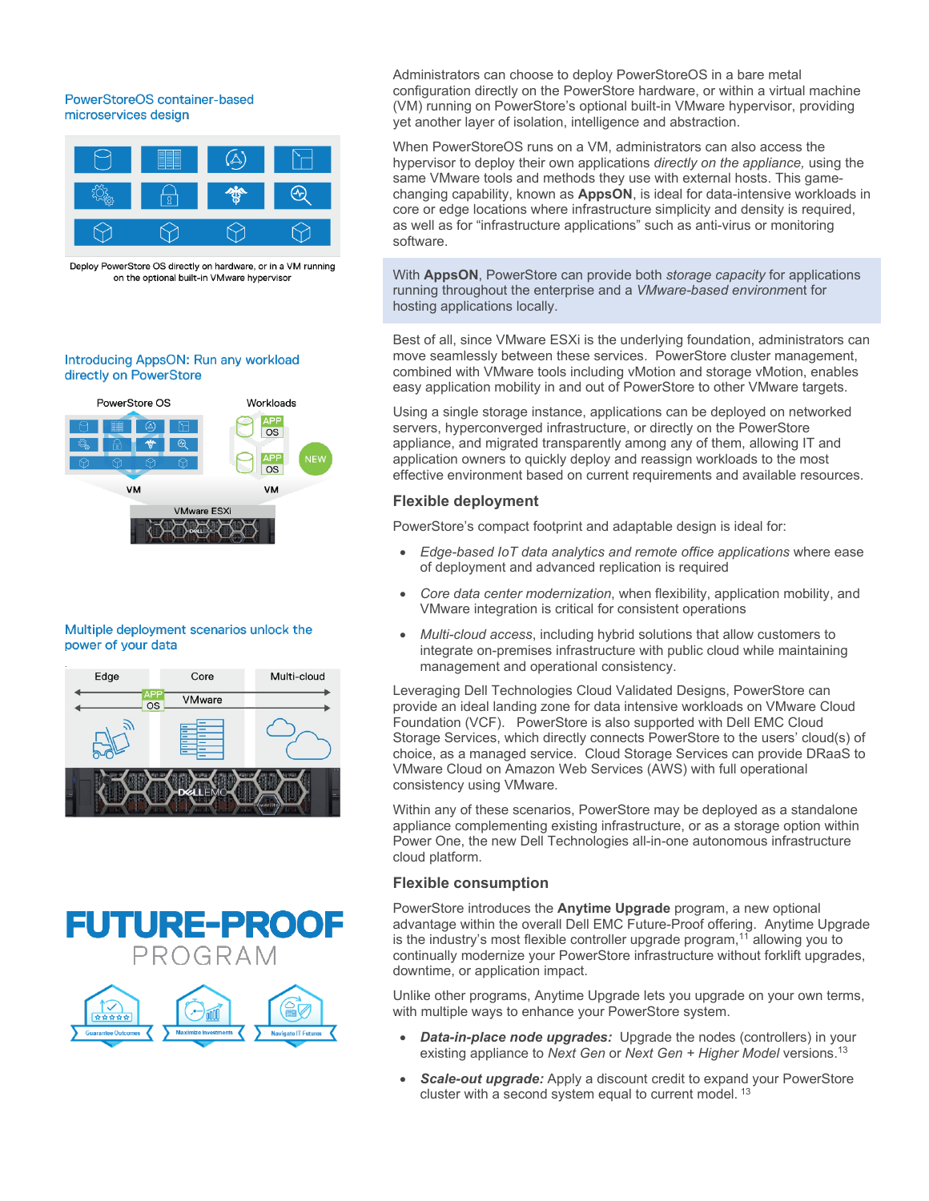### PowerStoreOS container-based microservices design

Deploy PowerStore OS directly on hardware, or in a VM running on the optional built-in VMware hypervisor

### Introducing AppsON: Run any workload directly on PowerStore

### Multiple deployment scenarios unlock the power of your data

Administrators can choose to deploy PowerStoreOS in a bare metal configuration directly on the PowerStore hardware, or within a virtual machine (VM) running on PowerStore's optional built-in VMware hypervisor, providing yet another layer of isolation, intelligence and abstraction.

When PowerStoreOS runs on a VM, administrators can also access the hypervisor to deploy their own applications *directly on the appliance,* using the same VMware tools and methods they use with external hosts. This game-changing capability, known as **AppsON**, is ideal for data-intensive workloads in core or edge locations where infrastructure simplicity and density is required, as well as for "infrastructure applications" such as anti-virus or monitoring software.

With **AppsON**, PowerStore can provide both *storage capacity* for applications running throughout the enterprise and a *VMware-based environment* for hosting applications locally.

Best of all, since VMware ESXi is the underlying foundation, administrators can move seamlessly between these services. PowerStore cluster management, combined with VMware tools including vMotion and storage vMotion, enables easy application mobility in and out of PowerStore to other VMware targets.

Using a single storage instance, applications can be deployed on networked servers, hyperconverged infrastructure, or directly on the PowerStore appliance, and migrated transparently among any of them, allowing IT and application owners to quickly deploy and reassign workloads to the most effective environment based on current requirements and available resources.

## Flexible deployment

PowerStore's compact footprint and adaptable design is ideal for:

- *Edge-based IoT data analytics and remote office applications* where ease of deployment and advanced replication is required
- *Core data center modernization*, when flexibility, application mobility, and VMware integration is critical for consistent operations
- *Multi-cloud access*, including hybrid solutions that allow customers to integrate on-premises infrastructure with public cloud while maintaining management and operational consistency.

Leveraging Dell Technologies Cloud Validated Designs, PowerStore can provide an ideal landing zone for data intensive workloads on VMware Cloud Foundation (VCF). PowerStore is also supported with Dell EMC Cloud Storage Services, which directly connects PowerStore to the users' cloud(s) of choice, as a managed service. Cloud Storage Services can provide DRaaS to VMware Cloud on Amazon Web Services (AWS) with full operational consistency using VMware.

Within any of these scenarios, PowerStore may be deployed as a standalone appliance complementing existing infrastructure, or as a storage option within Power One, the new Dell Technologies all-in-one autonomous infrastructure cloud platform.

## Flexible consumption

PowerStore introduces the **Anytime Upgrade** program, a new optional advantage within the overall Dell EMC Future-Proof offering. Anytime Upgrade is the industry's most flexible controller upgrade program,[11] allowing you to continually modernize your PowerStore infrastructure without forklift upgrades, downtime, or application impact.

Unlike other programs, Anytime Upgrade lets you upgrade on your own terms, with multiple ways to enhance your PowerStore system.

- ***Data-in-place node upgrades:*** Upgrade the nodes (controllers) in your existing appliance to *Next Gen* or *Next Gen + Higher Model* versions.[13]
- ***Scale-out upgrade:*** Apply a discount credit to expand your PowerStore cluster with a second system equal to current model.[13]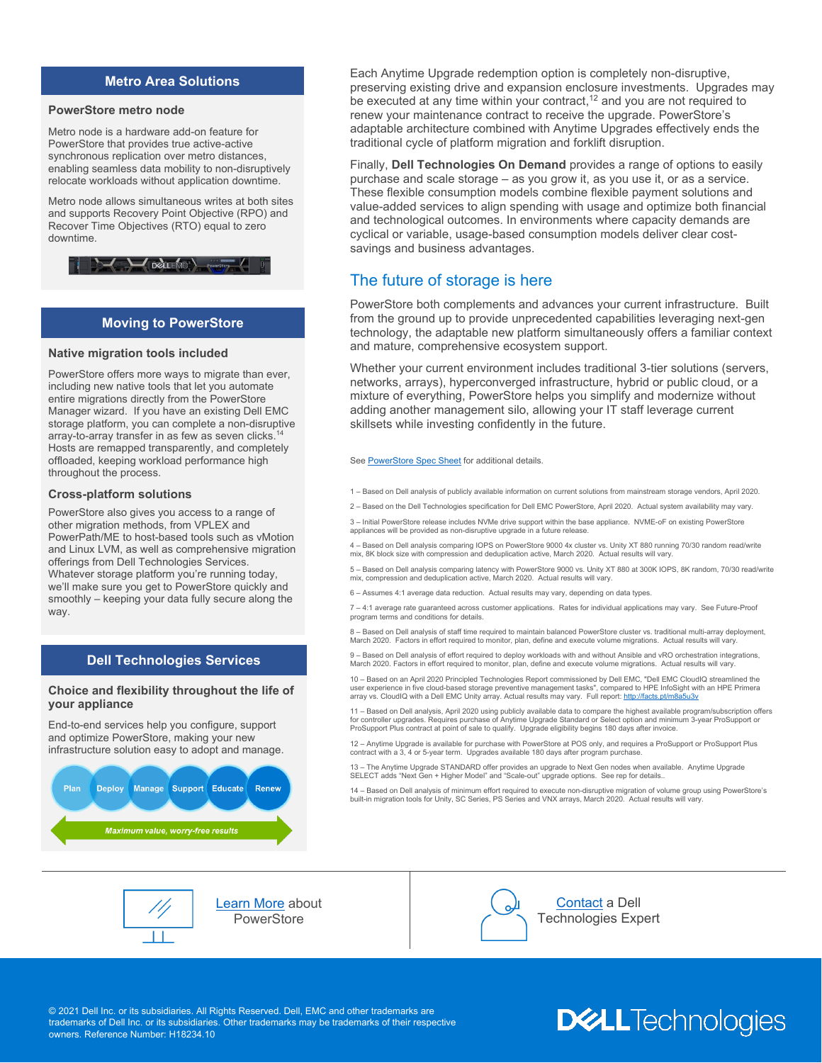## Metro Area Solutions

### PowerStore metro node

Metro node is a hardware add-on feature for PowerStore that provides true active-active synchronous replication over metro distances, enabling seamless data mobility to non-disruptively relocate workloads without application downtime.

Metro node allows simultaneous writes at both sites and supports Recovery Point Objective (RPO) and Recover Time Objectives (RTO) equal to zero downtime.

## Moving to PowerStore

### Native migration tools included

PowerStore offers more ways to migrate than ever, including new native tools that let you automate entire migrations directly from the PowerStore Manager wizard. If you have an existing Dell EMC storage platform, you can complete a non-disruptive array-to-array transfer in as few as seven clicks.[14] Hosts are remapped transparently, and completely offloaded, keeping workload performance high throughout the process.

### Cross-platform solutions

PowerStore also gives you access to a range of other migration methods, from VPLEX and PowerPath/ME to host-based tools such as vMotion and Linux LVM, as well as comprehensive migration offerings from Dell Technologies Services. Whatever storage platform you're running today, we'll make sure you get to PowerStore quickly and smoothly – keeping your data fully secure along the way.

## Dell Technologies Services

### Choice and flexibility throughout the life of your appliance

End-to-end services help you configure, support and optimize PowerStore, making your new infrastructure solution easy to adopt and manage.

Plan
Deploy
Manage
Support
Educate
Renew

*Maximum value, worry-free results*

Each Anytime Upgrade redemption option is completely non-disruptive, preserving existing drive and expansion enclosure investments. Upgrades may be executed at any time within your contract,[12] and you are not required to renew your maintenance contract to receive the upgrade. PowerStore's adaptable architecture combined with Anytime Upgrades effectively ends the traditional cycle of platform migration and forklift disruption.

Finally, **Dell Technologies On Demand** provides a range of options to easily purchase and scale storage – as you grow it, as you use it, or as a service. These flexible consumption models combine flexible payment solutions and value-added services to align spending with usage and optimize both financial and technological outcomes. In environments where capacity demands are cyclical or variable, usage-based consumption models deliver clear cost-savings and business advantages.

## The future of storage is here

PowerStore both complements and advances your current infrastructure. Built from the ground up to provide unprecedented capabilities leveraging next-gen technology, the adaptable new platform simultaneously offers a familiar context and mature, comprehensive ecosystem support.

Whether your current environment includes traditional 3-tier solutions (servers, networks, arrays), hyperconverged infrastructure, hybrid or public cloud, or a mixture of everything, PowerStore helps you simplify and modernize without adding another management silo, allowing your IT staff leverage current skillsets while investing confidently in the future.

See [PowerStore Spec Sheet]() for additional details.

1 – Based on Dell analysis of publicly available information on current solutions from mainstream storage vendors, April 2020.

2 – Based on the Dell Technologies specification for Dell EMC PowerStore, April 2020. Actual system availability may vary.

3 – Initial PowerStore release includes NVMe drive support within the base appliance. NVMe-oF on existing PowerStore appliances will be provided as non-disruptive upgrade in a future release.

4 – Based on Dell analysis comparing IOPS on PowerStore 9000 4x cluster vs. Unity XT 880 running 70/30 random read/write mix, 8K block size with compression and deduplication active, March 2020. Actual results will vary.

5 – Based on Dell analysis comparing latency with PowerStore 9000 vs. Unity XT 880 at 300K IOPS, 8K random, 70/30 read/write mix, compression and deduplication active, March 2020. Actual results will vary.

6 – Assumes 4:1 average data reduction. Actual results may vary, depending on data types.

7 – 4:1 average rate guaranteed across customer applications. Rates for individual applications may vary. See Future-Proof program terms and conditions for details.

8 – Based on Dell analysis of staff time required to maintain balanced PowerStore cluster vs. traditional multi-array deployment, March 2020. Factors in effort required to monitor, plan, define and execute volume migrations. Actual results will vary.

9 – Based on Dell analysis of effort required to deploy workloads with and without Ansible and vRO orchestration integrations, March 2020. Factors in effort required to monitor, plan, define and execute volume migrations. Actual results will vary.

10 – Based on an April 2020 Principled Technologies Report commissioned by Dell EMC, "Dell EMC CloudIQ streamlined the user experience in five cloud-based storage preventive management tasks", compared to HPE InfoSight with an HPE Primera array vs. CloudIQ with a Dell EMC Unity array. Actual results may vary. Full report: http://facts.pt/m8a5u3v

11 – Based on Dell analysis, April 2020 using publicly available data to compare the highest available program/subscription offers for controller upgrades. Requires purchase of Anytime Upgrade Standard or Select option and minimum 3-year ProSupport or ProSupport Plus contract at point of sale to qualify. Upgrade eligibility begins 180 days after invoice.

12 – Anytime Upgrade is available for purchase with PowerStore at POS only, and requires a ProSupport or ProSupport Plus contract with a 3, 4 or 5-year term. Upgrades available 180 days after program purchase.

13 – The Anytime Upgrade STANDARD offer provides an upgrade to Next Gen nodes when available. Anytime Upgrade SELECT adds "Next Gen + Higher Model" and "Scale-out" upgrade options. See rep for details..

14 – Based on Dell analysis of minimum effort required to execute non-disruptive migration of volume group using PowerStore's built-in migration tools for Unity, SC Series, PS Series and VNX arrays, March 2020. Actual results will vary.

[Learn More]() about PowerStore

[Contact]() a Dell Technologies Expert

© 2021 Dell Inc. or its subsidiaries. All Rights Reserved. Dell, EMC and other trademarks are trademarks of Dell Inc. or its subsidiaries. Other trademarks may be trademarks of their respective owners. Reference Number: H18234.10